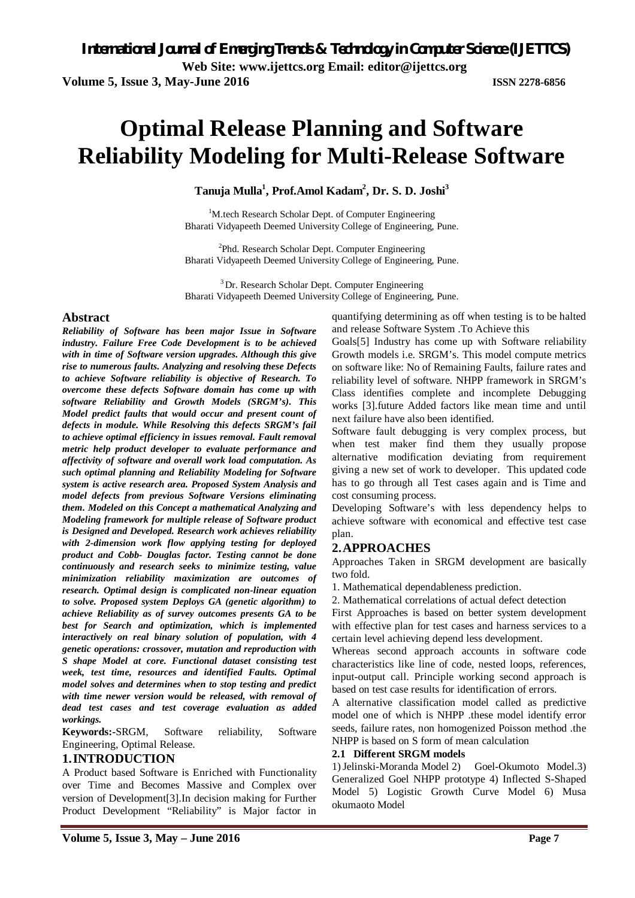# Optimal Release Planning and Software Reliability Modeling for Multi-Release Software

**Tanuja Mulla[1], Prof.Amol Kadam[2], Dr. S. D. Joshi[3]**

[1]M.tech Research Scholar Dept. of Computer Engineering
Bharati Vidyapeeth Deemed University College of Engineering, Pune.

[2]Phd. Research Scholar Dept. Computer Engineering
Bharati Vidyapeeth Deemed University College of Engineering, Pune.

[3]Dr. Research Scholar Dept. Computer Engineering
Bharati Vidyapeeth Deemed University College of Engineering, Pune.

## Abstract

***Reliability of Software has been major Issue in Software industry. Failure Free Code Development is to be achieved with in time of Software version upgrades. Although this give rise to numerous faults. Analyzing and resolving these Defects to achieve Software reliability is objective of Research. To overcome these defects Software domain has come up with software Reliability and Growth Models (SRGM's). This Model predict faults that would occur and present count of defects in module. While Resolving this defects SRGM's fail to achieve optimal efficiency in issues removal. Fault removal metric help product developer to evaluate performance and affectivity of software and overall work load computation. As such optimal planning and Reliability Modeling for Software system is active research area. Proposed System Analysis and model defects from previous Software Versions eliminating them. Modeled on this Concept a mathematical Analyzing and Modeling framework for multiple release of Software product is Designed and Developed. Research work achieves reliability with 2-dimension work flow applying testing for deployed product and Cobb- Douglas factor. Testing cannot be done continuously and research seeks to minimize testing, value minimization reliability maximization are outcomes of research. Optimal design is complicated non-linear equation to solve. Proposed system Deploys GA (genetic algorithm) to achieve Reliability as of survey outcomes presents GA to be best for Search and optimization, which is implemented interactively on real binary solution of population, with 4 genetic operations: crossover, mutation and reproduction with S shape Model at core. Functional dataset consisting test week, test time, resources and identified Faults. Optimal model solves and determines when to stop testing and predict with time newer version would be released, with removal of dead test cases and test coverage evaluation as added workings.***

**Keywords:-**SRGM, Software reliability, Software Engineering, Optimal Release.

## 1. INTRODUCTION

A Product based Software is Enriched with Functionality over Time and Becomes Massive and Complex over version of Development[3].In decision making for Further Product Development "Reliability" is Major factor in quantifying determining as off when testing is to be halted and release Software System .To Achieve this Goals[5] Industry has come up with Software reliability Growth models i.e. SRGM's. This model compute metrics on software like: No of Remaining Faults, failure rates and reliability level of software. NHPP framework in SRGM's Class identifies complete and incomplete Debugging works [3].future Added factors like mean time and until next failure have also been identified.

Software fault debugging is very complex process, but when test maker find them they usually propose alternative modification deviating from requirement giving a new set of work to developer. This updated code has to go through all Test cases again and is Time and cost consuming process.

Developing Software's with less dependency helps to achieve software with economical and effective test case plan.

## 2. APPROACHES

Approaches Taken in SRGM development are basically two fold.

1. Mathematical dependableness prediction.
2. Mathematical correlations of actual defect detection

First Approaches is based on better system development with effective plan for test cases and harness services to a certain level achieving depend less development.

Whereas second approach accounts in software code characteristics like line of code, nested loops, references, input-output call. Principle working second approach is based on test case results for identification of errors.

A alternative classification model called as predictive model one of which is NHPP .these model identify error seeds, failure rates, non homogenized Poisson method .the NHPP is based on S form of mean calculation

### 2.1 Different SRGM models

1) Jelinski-Moranda Model 2) Goel-Okumoto Model.3) Generalized Goel NHPP prototype 4) Inflected S-Shaped Model 5) Logistic Growth Curve Model 6) Musa okumaoto Model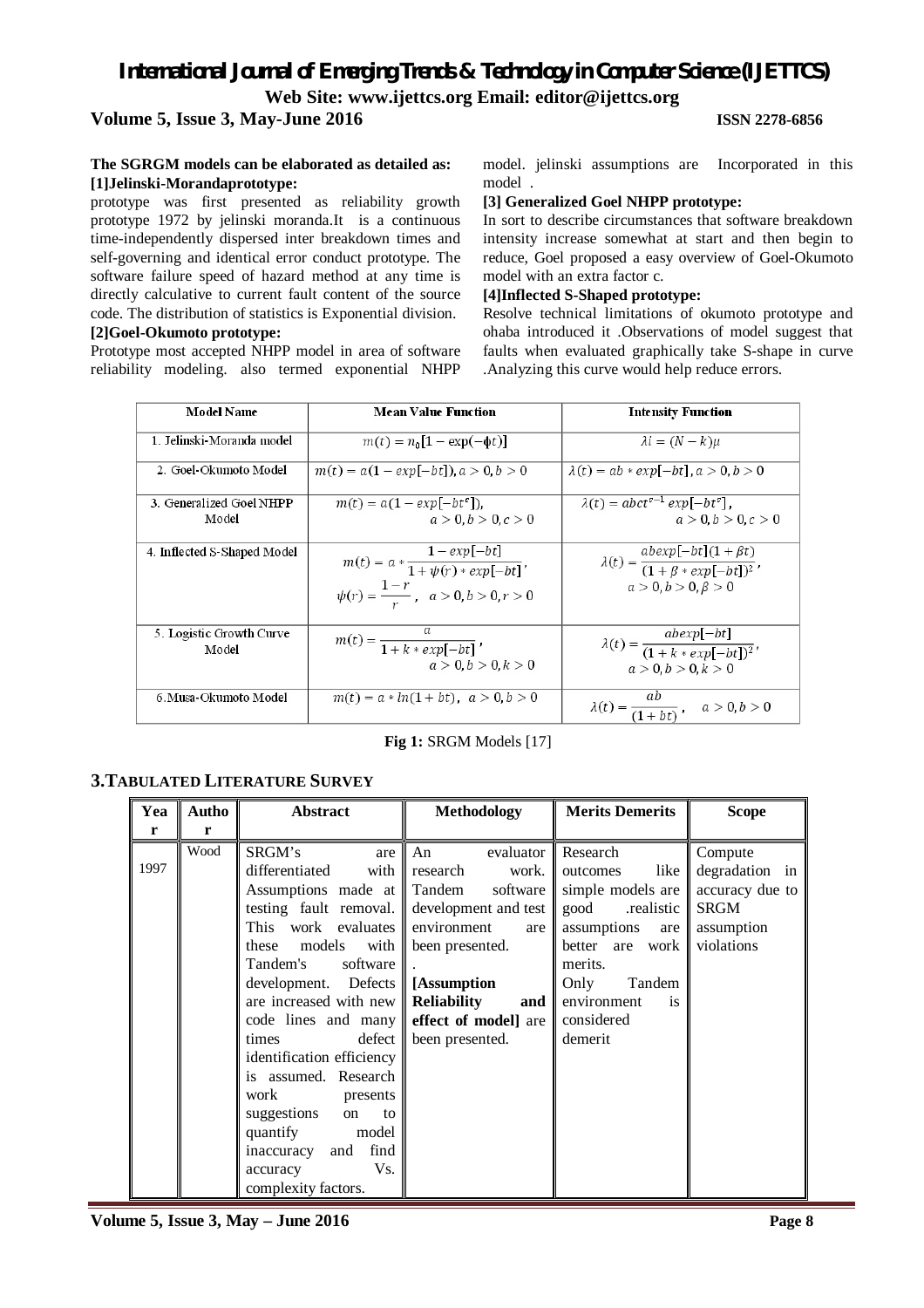**The SGRGM models can be elaborated as detailed as:**

**[1]Jelinski-Morandaprototype:**

prototype was first presented as reliability growth prototype 1972 by jelinski moranda.It is a continuous time-independently dispersed inter breakdown times and self-governing and identical error conduct prototype. The software failure speed of hazard method at any time is directly calculative to current fault content of the source code. The distribution of statistics is Exponential division.

**[2]Goel-Okumoto prototype:**

Prototype most accepted NHPP model in area of software reliability modeling. also termed exponential NHPP model. jelinski assumptions are Incorporated in this model .

**[3] Generalized Goel NHPP prototype:**

In sort to describe circumstances that software breakdown intensity increase somewhat at start and then begin to reduce, Goel proposed a easy overview of Goel-Okumoto model with an extra factor c.

**[4]Inflected S-Shaped prototype:**

Resolve technical limitations of okumoto prototype and ohaba introduced it .Observations of model suggest that faults when evaluated graphically take S-shape in curve .Analyzing this curve would help reduce errors.

| Model Name | Mean Value Function | Intensity Function |
|---|---|---|
| 1. Jelinski-Moranda model | $m(t) = n_0[1 - \exp(-\phi t)]$ | $\lambda i = (N - k)\mu$ |
| 2. Goel-Okumoto Model | $m(t) = a(1 - exp[-bt]), a > 0, b > 0$ | $\lambda(t) = ab * exp[-bt], a > 0, b > 0$ |
| 3. Generalized Goel NHPP Model | $m(t) = a(1 - exp[-bt^c]), a > 0, b > 0, c > 0$ | $\lambda(t) = abct^{c-1} exp[-bt^c], a > 0, b > 0, c > 0$ |
| 4. Inflected S-Shaped Model | $m(t) = a * \frac{1 - exp[-bt]}{1 + \psi(r) * exp[-bt]}, \psi(r) = \frac{1-r}{r}, a > 0, b > 0, r > 0$ | $\lambda(t) = \frac{abexp[-bt](1+\beta t)}{(1 + \beta * exp[-bt])^2}, a > 0, b > 0, \beta > 0$ |
| 5. Logistic Growth Curve Model | $m(t) = \frac{a}{1 + k * exp[-bt]}, a > 0, b > 0, k > 0$ | $\lambda(t) = \frac{abexp[-bt]}{(1 + k * exp[-bt])^2}, a > 0, b > 0, k > 0$ |
| 6.Musa-Okumoto Model | $m(t) = a * ln(1 + bt), a > 0, b > 0$ | $\lambda(t) = \frac{ab}{(1+bt)}, a > 0, b > 0$ |

**Fig 1:** SRGM Models [17]

## 3.TABULATED LITERATURE SURVEY

| Year | Author | Abstract | Methodology | Merits Demerits | Scope |
|---|---|---|---|---|---|
| 1997 | Wood | SRGM's are differentiated with Assumptions made at testing fault removal. This work evaluates these models with Tandem's software development. Defects are increased with new code lines and many times defect identification efficiency is assumed. Research work presents suggestions on to quantify model inaccuracy and find accuracy Vs. complexity factors. | An evaluator research work. Tandem software development and test environment are been presented. . **[Assumption Reliability and effect of model]** are been presented. | Research outcomes like simple models are good .realistic assumptions are better are work merits. Only Tandem environment is considered demerit | Compute degradation in accuracy due to SRGM assumption violations |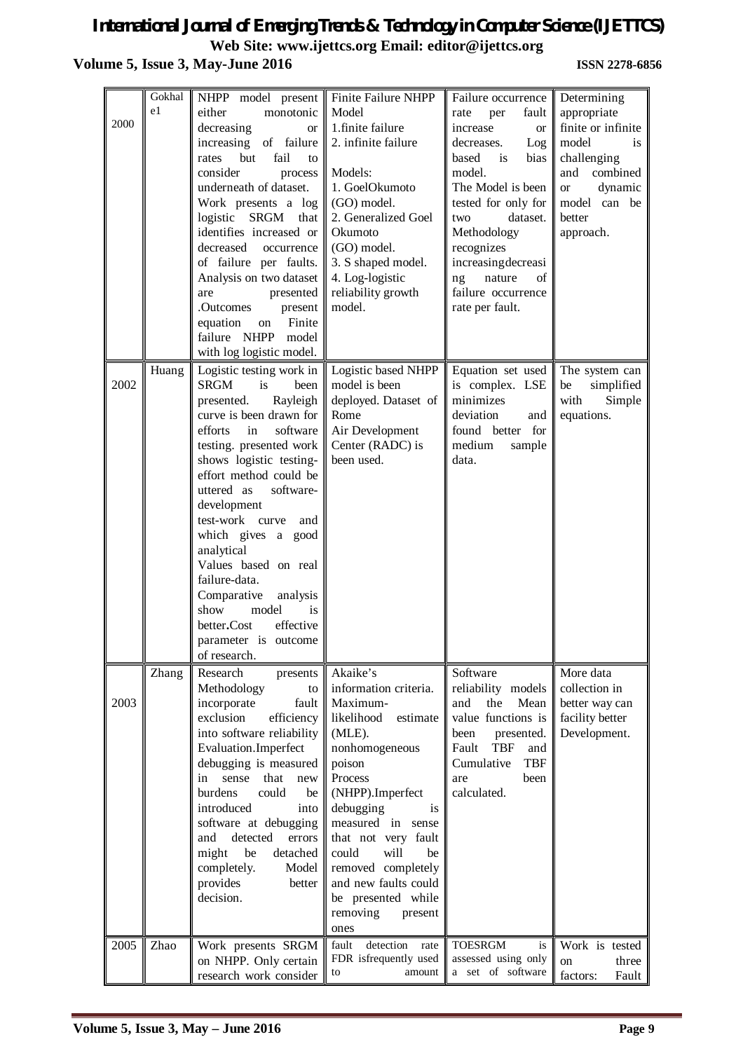| | | | | | |
|---|---|---|---|---|---|
| 2000 | Gokhale1 | NHPP model present either monotonic decreasing or increasing of failure rates but fail to consider process underneath of dataset. Work presents a log logistic SRGM that identifies increased or decreased occurrence of failure per faults. Analysis on two dataset are presented .Outcomes present equation on Finite failure NHPP model with log logistic model. | Finite Failure NHPP Model<br>1.finite failure<br>2. infinite failure<br><br>Models:<br>1. GoelOkumoto (GO) model.<br>2. Generalized Goel Okumoto (GO) model.<br>3. S shaped model.<br>4. Log-logistic reliability growth model. | Failure occurrence rate per fault increase or decreases. Log based is bias model. The Model is been tested for only for two dataset. Methodology recognizes increasingdecreasing nature of failure occurrence rate per fault. | Determining appropriate finite or infinite model is challenging and combined or dynamic model can be better approach. |
| 2002 | Huang | Logistic testing work in SRGM is been presented. Rayleigh curve is been drawn for efforts in software testing. presented work shows logistic testing-effort method could be uttered as software-development test-work curve and which gives a good analytical Values based on real failure-data. Comparative analysis show model is better.Cost effective parameter is outcome of research. | Logistic based NHPP model is been deployed. Dataset of Rome Air Development Center (RADC) is been used. | Equation set used is complex. LSE minimizes deviation and found better for medium sample data. | The system can be simplified with Simple equations. |
| 2003 | Zhang | Research presents Methodology to incorporate fault exclusion efficiency into software reliability Evaluation.Imperfect debugging is measured in sense that new burdens could be introduced into software at debugging and detected errors might be detached completely. Model provides better decision. | Akaike's information criteria. Maximum-likelihood estimate (MLE). nonhomogeneous poison Process (NHPP).Imperfect debugging is measured in sense that not very fault could will be removed completely and new faults could be presented while removing present ones | Software reliability models and the Mean value functions is been presented. Fault TBF and Cumulative TBF are been calculated. | More data collection in better way can facility better Development. |
| 2005 | Zhao | Work presents SRGM on NHPP. Only certain research work consider | fault detection rate FDR isfrequently used to amount | TOESRGM is assessed using only a set of software | Work is tested on three factors: Fault |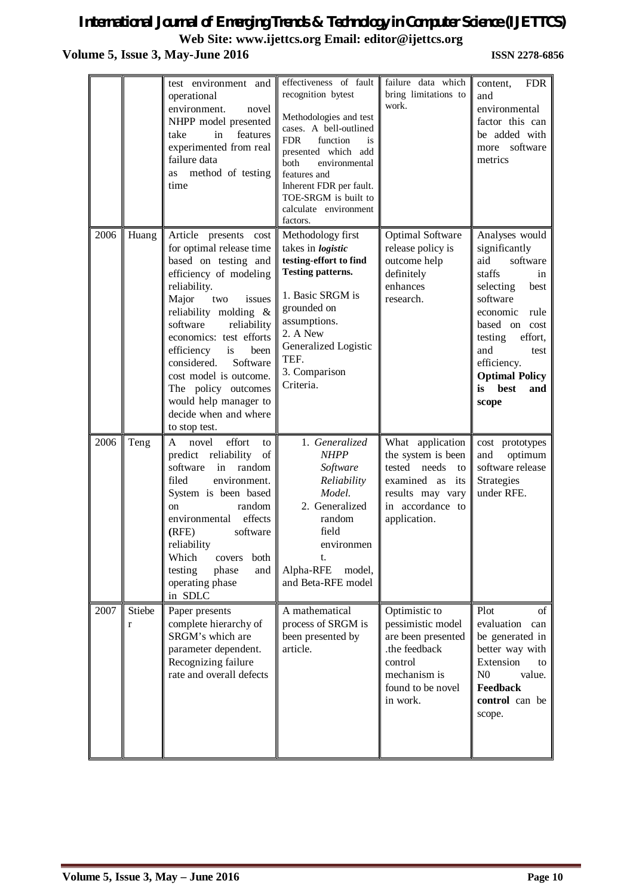|  |  | test environment and operational environment. novel NHPP model presented take in features experimented from real failure data as method of testing time | effectiveness of fault recognition bytest Methodologies and test cases. A bell-outlined FDR function is presented which add both environmental features and Inherent FDR per fault. TOE-SRGM is built to calculate environment factors. | failure data which bring limitations to work. | content, FDR and environmental factor this can be added with more software metrics |
|---|---|---|---|---|---|
| 2006 | Huang | Article presents cost for optimal release time based on testing and efficiency of modeling reliability. Major two issues reliability molding & software reliability economics: test efforts efficiency is been considered. Software cost model is outcome. The policy outcomes would help manager to decide when and where to stop test. | Methodology first takes in ***logistic* testing-effort to find Testing patterns.** 1. Basic SRGM is grounded on assumptions. 2. A New Generalized Logistic TEF. 3. Comparison Criteria. | Optimal Software release policy is outcome help definitely enhances research. | Analyses would significantly aid software staffs in selecting best software economic rule based on cost testing effort, and test efficiency. **Optimal Policy is best and scope** |
| 2006 | Teng | A novel effort to predict reliability of software in random filed environment. System is been based on random environmental effects **(**RFE) software reliability Which covers both testing phase and operating phase in SDLC | 1. *Generalized NHPP Software Reliability Model.* 2. Generalized random field environment. Alpha-RFE model, and Beta-RFE model | What application the system is been tested needs to examined as its results may vary in accordance to application. | cost prototypes and optimum software release Strategies under RFE. |
| 2007 | Stieber | Paper presents complete hierarchy of SRGM's which are parameter dependent. Recognizing failure rate and overall defects | A mathematical process of SRGM is been presented by article. | Optimistic to pessimistic model are been presented .the feedback control mechanism is found to be novel in work. | Plot of evaluation can be generated in better way with Extension to N0 value. **Feedback control** can be scope. |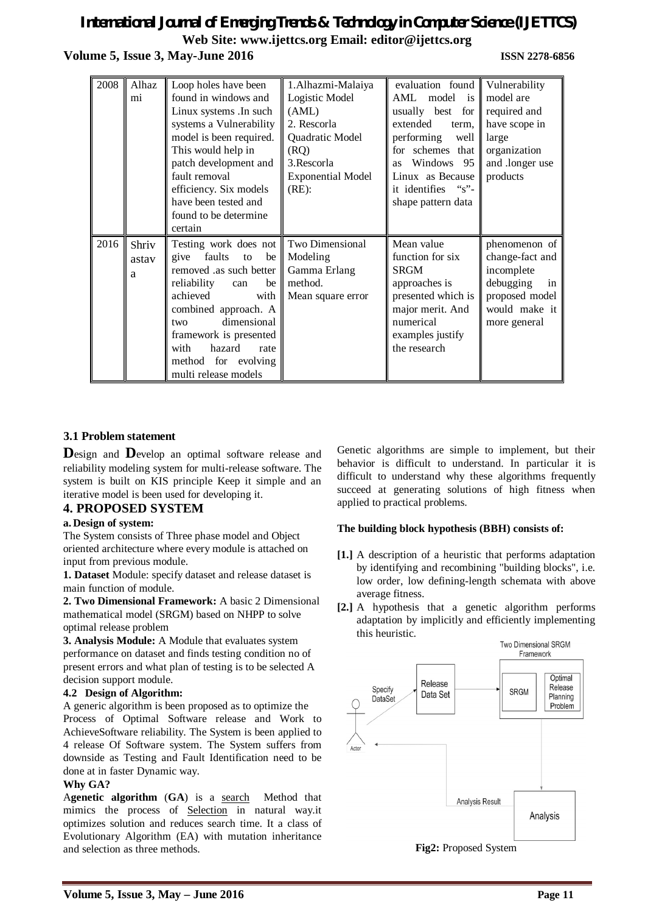| 2008 | Alhazmi | Loop holes have been found in windows and Linux systems .In such systems a Vulnerability model is been required. This would help in patch development and fault removal efficiency. Six models have been tested and found to be determine certain | 1.Alhazmi-Malaiya Logistic Model (AML)<br>2. Rescorla Quadratic Model (RQ)<br>3.Rescorla Exponential Model (RE): | evaluation found AML model is usually best for extended term, performing well for schemes that as Windows 95 Linux as Because it identifies "s"-shape pattern data | Vulnerability model are required and have scope in large organization and .longer use products |
|---|---|---|---|---|---|
| 2016 | Shrivastava | Testing work does not give faults to be removed .as such better reliability can be achieved with combined approach. A two dimensional framework is presented with hazard rate method for evolving multi release models | Two Dimensional Modeling<br>Gamma Erlang method.<br>Mean square error | Mean value function for six SRGM approaches is presented which is major merit. And numerical examples justify the research | phenomenon of change-fact and incomplete debugging in proposed model would make it more general |

### 3.1 Problem statement

**D**esign and **D**evelop an optimal software release and reliability modeling system for multi-release software. The system is built on KIS principle Keep it simple and an iterative model is been used for developing it.

## 4. PROPOSED SYSTEM

**a. Design of system:**

The System consists of Three phase model and Object oriented architecture where every module is attached on input from previous module.

**1. Dataset** Module: specify dataset and release dataset is main function of module.

**2. Two Dimensional Framework:** A basic 2 Dimensional mathematical model (SRGM) based on NHPP to solve optimal release problem

**3. Analysis Module:** A Module that evaluates system performance on dataset and finds testing condition no of present errors and what plan of testing is to be selected A decision support module.

**4.2 Design of Algorithm:**

A generic algorithm is been proposed as to optimize the Process of Optimal Software release and Work to AchieveSoftware reliability. The System is been applied to 4 release Of Software system. The System suffers from downside as Testing and Fault Identification need to be done at in faster Dynamic way.

**Why GA?**

A**genetic algorithm** (**GA**) is a search Method that mimics the process of Selection in natural way.it optimizes solution and reduces search time. It a class of Evolutionary Algorithm (EA) with mutation inheritance and selection as three methods.

Genetic algorithms are simple to implement, but their behavior is difficult to understand. In particular it is difficult to understand why these algorithms frequently succeed at generating solutions of high fitness when applied to practical problems.

**The building block hypothesis (BBH) consists of:**

**[1.]** A description of a heuristic that performs adaptation by identifying and recombining "building blocks", i.e. low order, low defining-length schemata with above average fitness.

**[2.]** A hypothesis that a genetic algorithm performs adaptation by implicitly and efficiently implementing this heuristic.

Two Dimensional SRGM Framework

Specify DataSet — Release Data Set — SRGM — Optimal Release Planning Problem — Analysis Result — Analysis — Actor

**Fig2:** Proposed System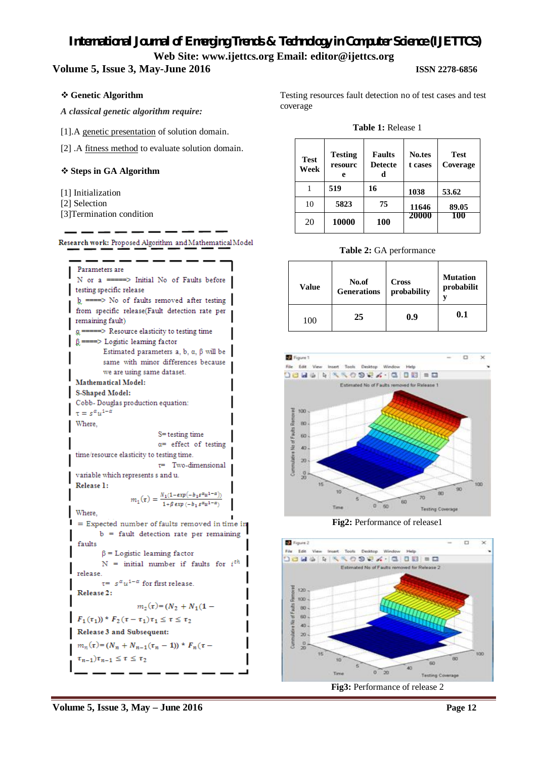### ❖ Genetic Algorithm

*A classical genetic algorithm require:*

[1].A genetic presentation of solution domain.

[2] .A fitness method to evaluate solution domain.

### ❖ Steps in GA Algorithm

[1] Initialization
[2] Selection
[3]Termination condition

**Research work:** Proposed Algorithm and Mathematical Model

Parameters are

N or a =====> Initial No of Faults before testing specific release

b ====> No of faults removed after testing from specific release(Fault detection rate per remaining fault)

α =====> Resource elasticity to testing time

β ====> Logistic learning factor

Estimated parameters a, b, α, β will be same with minor differences because we are using same dataset.

**Mathematical Model:**

**S-Shaped Model:**

Cobb- Douglas production equation:

$\tau = s^{\alpha}u^{1-\alpha}$

Where,

S= testing time

α= effect of testing time/resource elasticity to testing time.

τ= Two-dimensional variable which represents s and u.

**Release 1:**

$$m_1(\tau) = \frac{N_1(1-exp(-b_1 s^{\alpha}u^{1-\alpha}))}{1+\beta\, exp\,(-b_1 s^{\alpha}u^{1-\alpha})}$$

Where,

= Expected number of faults removed in time in

b = fault detection rate per remaining faults

β = Logistic learning factor

N = initial number if faults for $i^{th}$ release.

τ= $s^{\alpha}u^{1-\alpha}$ for first release.

**Release 2:**

$m_2(\tau)$=($N_2 + N_1$(1 − $F_1(\tau_1)$) * $F_2(\tau - \tau_1)\tau_1 \le \tau \le \tau_2$

**Release 3 and Subsequent:**

$m_n(\tau)$=($N_n + N_{n-1}(\tau_n$ − 1)) * $F_n(\tau - \tau_{n-1})\tau_{n-1} \le \tau \le \tau_2$

Testing resources fault detection no of test cases and test coverage

**Table 1:** Release 1

| Test Week | Testing resource | Faults Detected | No.test cases | Test Coverage |
|---|---|---|---|---|
| 1 | 519 | 16 | 1038 | 53.62 |
| 10 | 5823 | 75 | 11646 | 89.05 |
| 20 | 10000 | 100 | 20000 | 100 |

**Table 2:** GA performance

| Value | No.of Generations | Cross probability | Mutation probability |
|---|---|---|---|
| 100 | 25 | 0.9 | 0.1 |

**Fig2:** Performance of release1

**Fig3:** Performance of release 2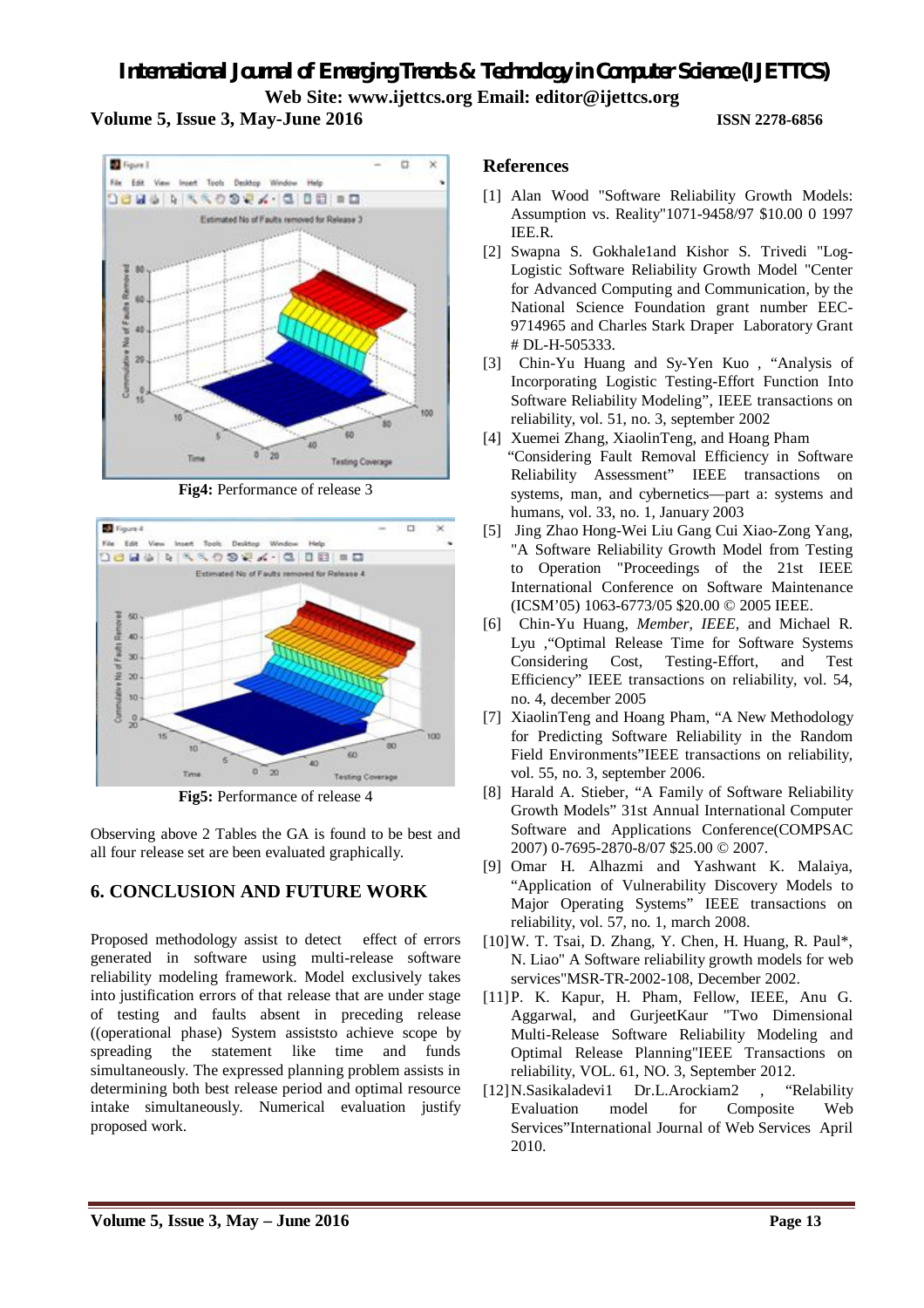**Fig4:** Performance of release 3

**Fig5:** Performance of release 4

Observing above 2 Tables the GA is found to be best and all four release set are been evaluated graphically.

## 6. CONCLUSION AND FUTURE WORK

Proposed methodology assist to detect effect of errors generated in software using multi-release software reliability modeling framework. Model exclusively takes into justification errors of that release that are under stage of testing and faults absent in preceding release ((operational phase) System assiststo achieve scope by spreading the statement like time and funds simultaneously. The expressed planning problem assists in determining both best release period and optimal resource intake simultaneously. Numerical evaluation justify proposed work.

## References

[1] Alan Wood "Software Reliability Growth Models: Assumption vs. Reality"1071-9458/97 $10.00 0 1997 IEE.R.

[2] Swapna S. Gokhale1and Kishor S. Trivedi "Log-Logistic Software Reliability Growth Model "Center for Advanced Computing and Communication, by the National Science Foundation grant number EEC-9714965 and Charles Stark Draper Laboratory Grant # DL-H-505333.

[3] Chin-Yu Huang and Sy-Yen Kuo , "Analysis of Incorporating Logistic Testing-Effort Function Into Software Reliability Modeling", IEEE transactions on reliability, vol. 51, no. 3, september 2002

[4] Xuemei Zhang, XiaolinTeng, and Hoang Pham "Considering Fault Removal Efficiency in Software Reliability Assessment" IEEE transactions on systems, man, and cybernetics—part a: systems and humans, vol. 33, no. 1, January 2003

[5] Jing Zhao Hong-Wei Liu Gang Cui Xiao-Zong Yang, "A Software Reliability Growth Model from Testing to Operation "Proceedings of the 21st IEEE International Conference on Software Maintenance (ICSM'05) 1063-6773/05 $20.00 © 2005 IEEE.

[6] Chin-Yu Huang, *Member, IEEE,* and Michael R. Lyu ,"Optimal Release Time for Software Systems Considering Cost, Testing-Effort, and Test Efficiency" IEEE transactions on reliability, vol. 54, no. 4, december 2005

[7] XiaolinTeng and Hoang Pham, "A New Methodology for Predicting Software Reliability in the Random Field Environments"IEEE transactions on reliability, vol. 55, no. 3, september 2006.

[8] Harald A. Stieber, "A Family of Software Reliability Growth Models" 31st Annual International Computer Software and Applications Conference(COMPSAC 2007) 0-7695-2870-8/07 $25.00 © 2007.

[9] Omar H. Alhazmi and Yashwant K. Malaiya, "Application of Vulnerability Discovery Models to Major Operating Systems" IEEE transactions on reliability, vol. 57, no. 1, march 2008.

[10] W. T. Tsai, D. Zhang, Y. Chen, H. Huang, R. Paul*, N. Liao" A Software reliability growth models for web services"MSR-TR-2002-108, December 2002.

[11] P. K. Kapur, H. Pham, Fellow, IEEE, Anu G. Aggarwal, and GurjeetKaur "Two Dimensional Multi-Release Software Reliability Modeling and Optimal Release Planning"IEEE Transactions on reliability, VOL. 61, NO. 3, September 2012.

[12] N.Sasikaladevi1 Dr.L.Arockiam2 , "Relability Evaluation model for Composite Web Services"International Journal of Web Services April 2010.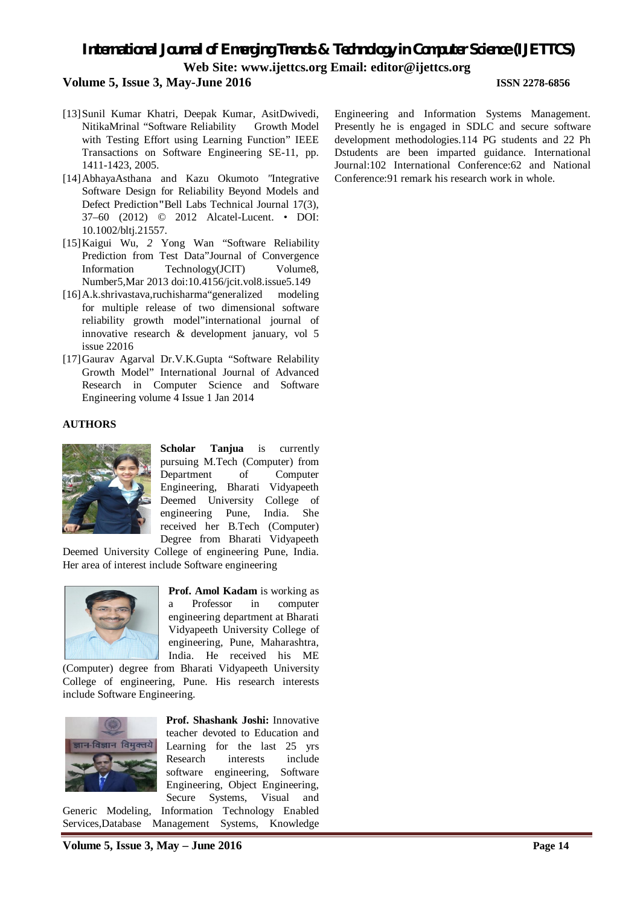[13] Sunil Kumar Khatri, Deepak Kumar, AsitDwivedi, NitikaMrinal "Software Reliability Growth Model with Testing Effort using Learning Function" IEEE Transactions on Software Engineering SE-11, pp. 1411-1423, 2005.

[14] AbhayaAsthana and Kazu Okumoto "Integrative Software Design for Reliability Beyond Models and Defect Prediction"Bell Labs Technical Journal 17(3), 37–60 (2012) © 2012 Alcatel-Lucent. • DOI: 10.1002/bltj.21557.

[15] Kaigui Wu, *2* Yong Wan "Software Reliability Prediction from Test Data"Journal of Convergence Information Technology(JCIT) Volume8, Number5,Mar 2013 doi:10.4156/jcit.vol8.issue5.149

[16] A.k.shrivastava,ruchisharma"generalized modeling for multiple release of two dimensional software reliability growth model"international journal of innovative research & development january, vol 5 issue 22016

[17] Gaurav Agarval Dr.V.K.Gupta "Software Relability Growth Model" International Journal of Advanced Research in Computer Science and Software Engineering volume 4 Issue 1 Jan 2014

**AUTHORS**

**Scholar Tanjua** is currently pursuing M.Tech (Computer) from Department of Computer Engineering, Bharati Vidyapeeth Deemed University College of engineering Pune, India. She received her B.Tech (Computer) Degree from Bharati Vidyapeeth Deemed University College of engineering Pune, India. Her area of interest include Software engineering

**Prof. Amol Kadam** is working as a Professor in computer engineering department at Bharati Vidyapeeth University College of engineering, Pune, Maharashtra, India. He received his ME (Computer) degree from Bharati Vidyapeeth University College of engineering, Pune. His research interests include Software Engineering.

**Prof. Shashank Joshi:** Innovative teacher devoted to Education and Learning for the last 25 yrs Research interests include software engineering, Software Engineering, Object Engineering, Secure Systems, Visual and Generic Modeling, Information Technology Enabled Services,Database Management Systems, Knowledge Engineering and Information Systems Management. Presently he is engaged in SDLC and secure software development methodologies.114 PG students and 22 Ph Dstudents are been imparted guidance. International Journal:102 International Conference:62 and National Conference:91 remark his research work in whole.